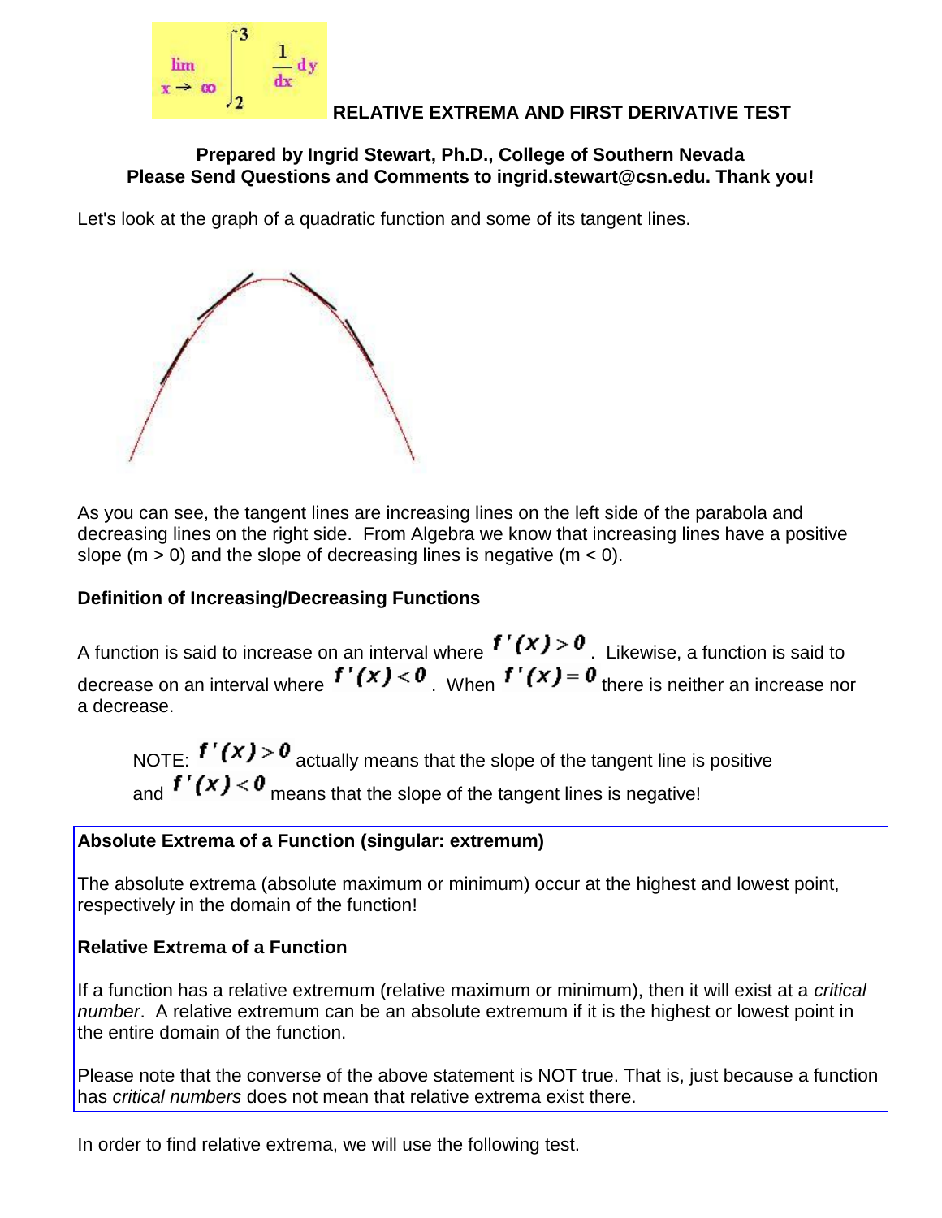# RELATIVE EXTREMA AND FIRST DERIVATIVE TEST

**Prepared by Ingrid Stewart, Ph.D., College of Southern Nevada**
**Please Send Questions and Comments to ingrid.stewart@csn.edu. Thank you!**

Let's look at the graph of a quadratic function and some of its tangent lines.

As you can see, the tangent lines are increasing lines on the left side of the parabola and decreasing lines on the right side. From Algebra we know that increasing lines have a positive slope (m > 0) and the slope of decreasing lines is negative (m < 0).

### Definition of Increasing/Decreasing Functions

A function is said to increase on an interval where $f'(x) > 0$. Likewise, a function is said to decrease on an interval where $f'(x) < 0$. When $f'(x) = 0$ there is neither an increase nor a decrease.

> NOTE: $f'(x) > 0$ actually means that the slope of the tangent line is positive and $f'(x) < 0$ means that the slope of the tangent lines is negative!

### Absolute Extrema of a Function (singular: extremum)

The absolute extrema (absolute maximum or minimum) occur at the highest and lowest point, respectively in the domain of the function!

### Relative Extrema of a Function

If a function has a relative extremum (relative maximum or minimum), then it will exist at a *critical number*. A relative extremum can be an absolute extremum if it is the highest or lowest point in the entire domain of the function.

Please note that the converse of the above statement is NOT true. That is, just because a function has *critical numbers* does not mean that relative extrema exist there.

In order to find relative extrema, we will use the following test.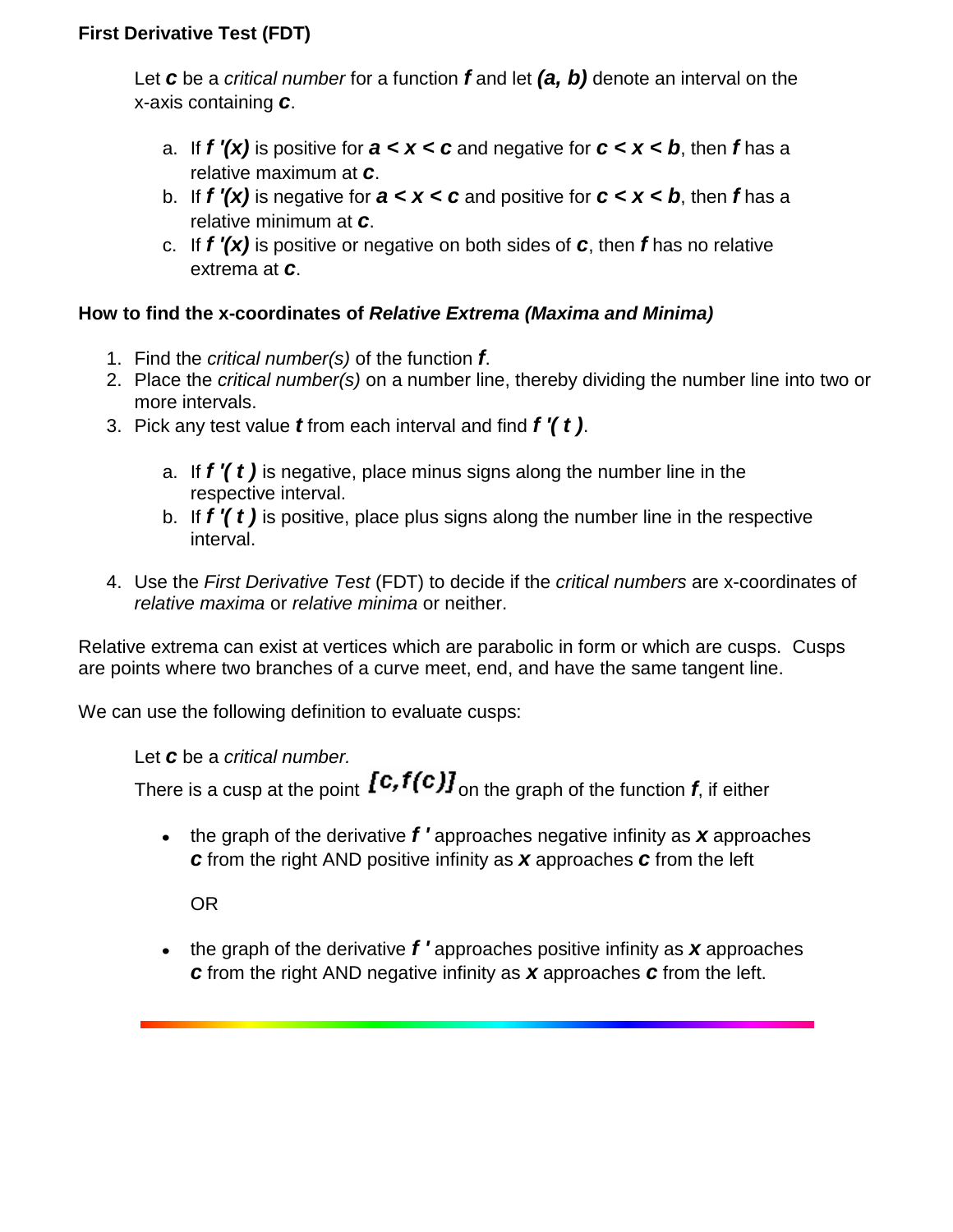**First Derivative Test (FDT)**

Let $c$ be a *critical number* for a function $f$ and let $(a, b)$ denote an interval on the x-axis containing $c$.

a. If $f'(x)$ is positive for $a < x < c$ and negative for $c < x < b$, then $f$ has a relative maximum at $c$.
b. If $f'(x)$ is negative for $a < x < c$ and positive for $c < x < b$, then $f$ has a relative minimum at $c$.
c. If $f'(x)$ is positive or negative on both sides of $c$, then $f$ has no relative extrema at $c$.

**How to find the x-coordinates of *Relative Extrema (Maxima and Minima)***

1. Find the *critical number(s)* of the function $f$.
2. Place the *critical number(s)* on a number line, thereby dividing the number line into two or more intervals.
3. Pick any test value $t$ from each interval and find $f'(t)$.

    a. If $f'(t)$ is negative, place minus signs along the number line in the respective interval.
    b. If $f'(t)$ is positive, place plus signs along the number line in the respective interval.

4. Use the *First Derivative Test* (FDT) to decide if the *critical numbers* are x-coordinates of *relative maxima* or *relative minima* or neither.

Relative extrema can exist at vertices which are parabolic in form or which are cusps. Cusps are points where two branches of a curve meet, end, and have the same tangent line.

We can use the following definition to evaluate cusps:

Let $c$ be a *critical number.*
There is a cusp at the point $[c, f(c)]$ on the graph of the function $f$, if either

- the graph of the derivative $f'$ approaches negative infinity as $x$ approaches $c$ from the right AND positive infinity as $x$ approaches $c$ from the left

  OR

- the graph of the derivative $f'$ approaches positive infinity as $x$ approaches $c$ from the right AND negative infinity as $x$ approaches $c$ from the left.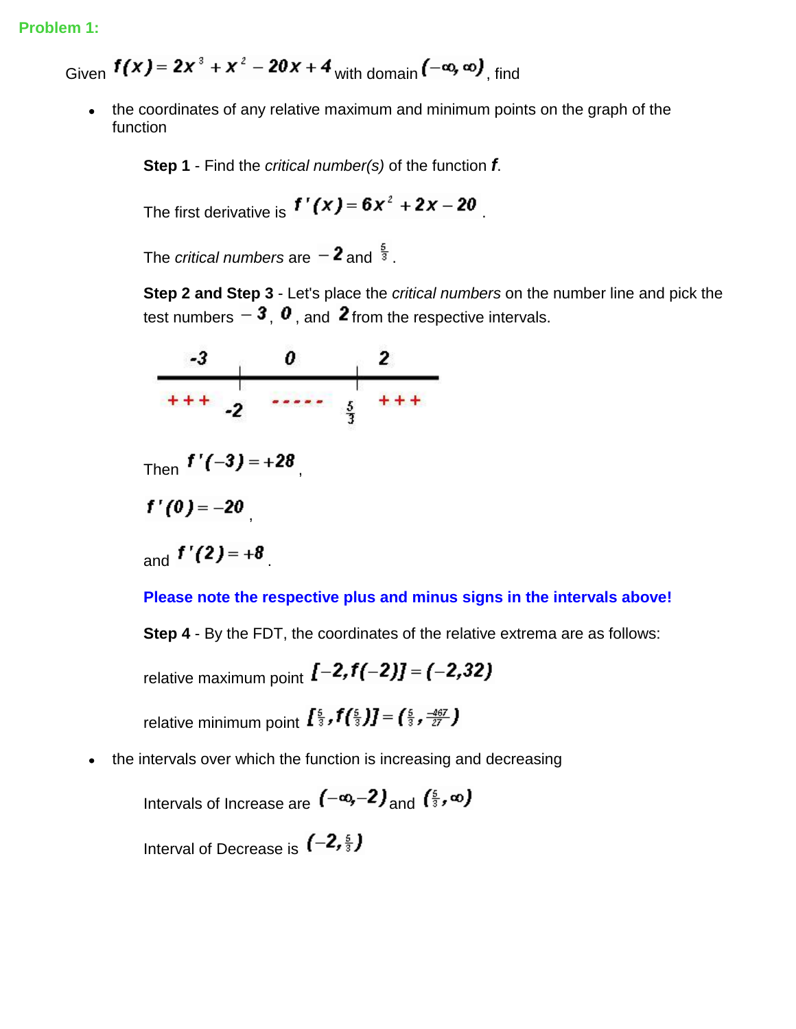**Problem 1:**

Given $f(x) = 2x^3 + x^2 - 20x + 4$ with domain $(-\infty, \infty)$, find

- the coordinates of any relative maximum and minimum points on the graph of the function

  **Step 1** - Find the *critical number(s)* of the function $f$.

  The first derivative is $f'(x) = 6x^2 + 2x - 20$.

  The *critical numbers* are $-2$ and $\frac{5}{3}$.

  **Step 2 and Step 3** - Let's place the *critical numbers* on the number line and pick the test numbers $-3$, $0$, and $2$ from the respective intervals.

  -3
  0
  2
  +++
  -2
  -----
  $\frac{5}{3}$
  +++

  Then $f'(-3) = +28$,

  $f'(0) = -20$,

  and $f'(2) = +8$.

  **Please note the respective plus and minus signs in the intervals above!**

  **Step 4** - By the FDT, the coordinates of the relative extrema are as follows:

  relative maximum point $[-2, f(-2)] = (-2, 32)$

  relative minimum point $[\frac{5}{3}, f(\frac{5}{3})] = (\frac{5}{3}, \frac{-467}{27})$

- the intervals over which the function is increasing and decreasing

  Intervals of Increase are $(-\infty, -2)$ and $(\frac{5}{3}, \infty)$

  Interval of Decrease is $(-2, \frac{5}{3})$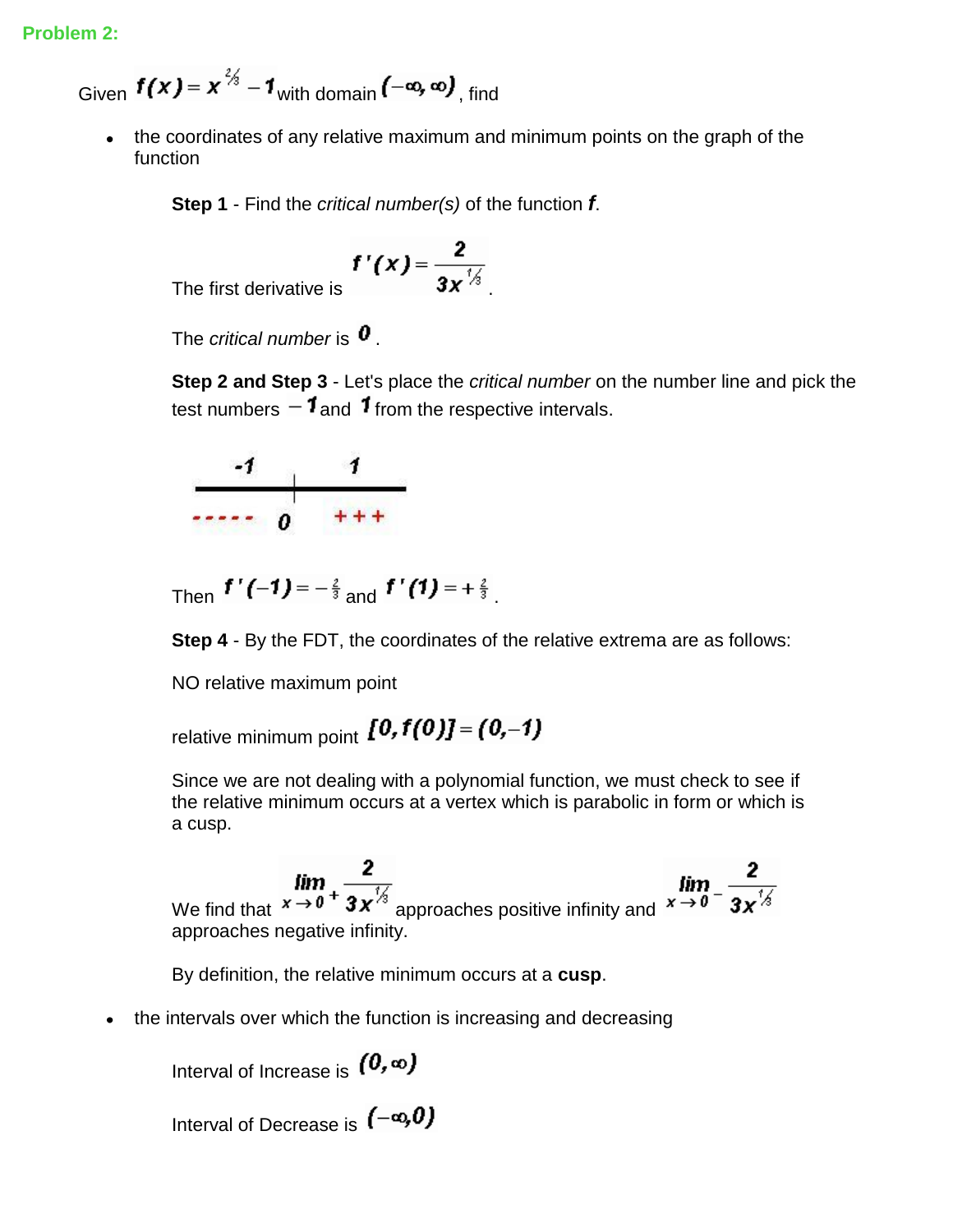**Problem 2:**

Given $f(x) = x^{2/3} - 1$ with domain $(-\infty, \infty)$, find

- the coordinates of any relative maximum and minimum points on the graph of the function

  **Step 1** - Find the *critical number(s)* of the function $f$.

  The first derivative is $f'(x) = \dfrac{2}{3x^{1/3}}$.

  The *critical number* is $0$.

  **Step 2 and Step 3** - Let's place the *critical number* on the number line and pick the test numbers $-1$ and $1$ from the respective intervals.

  -1 | 1

  ----- 0 +++

  Then $f'(-1) = -\frac{2}{3}$ and $f'(1) = +\frac{2}{3}$.

  **Step 4** - By the FDT, the coordinates of the relative extrema are as follows:

  NO relative maximum point

  relative minimum point $[0, f(0)] = (0, -1)$

  Since we are not dealing with a polynomial function, we must check to see if the relative minimum occurs at a vertex which is parabolic in form or which is a cusp.

  We find that $\lim\limits_{x \to 0^+} \dfrac{2}{3x^{1/3}}$ approaches positive infinity and $\lim\limits_{x \to 0^-} \dfrac{2}{3x^{1/3}}$ approaches negative infinity.

  By definition, the relative minimum occurs at a **cusp**.

- the intervals over which the function is increasing and decreasing

  Interval of Increase is $(0, \infty)$

  Interval of Decrease is $(-\infty, 0)$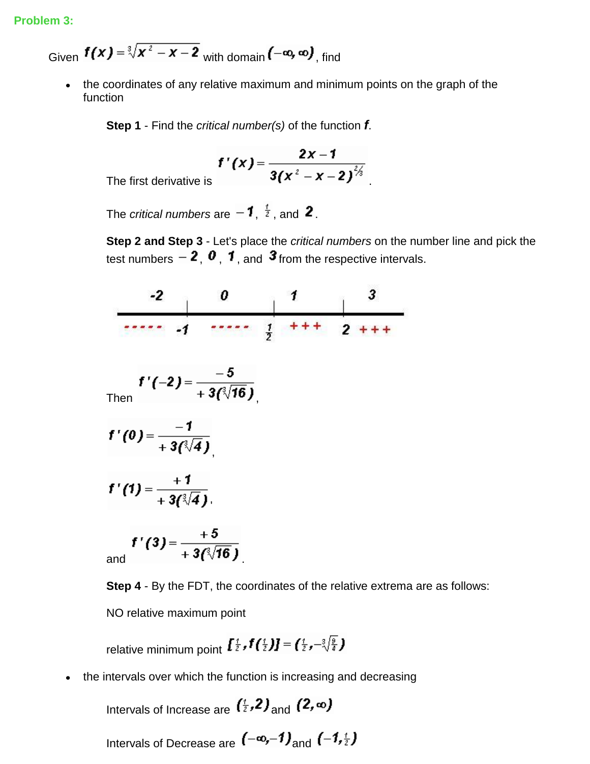**Problem 3:**

Given $f(x) = \sqrt[3]{x^2 - x - 2}$ with domain $(-\infty, \infty)$, find

- the coordinates of any relative maximum and minimum points on the graph of the function

  **Step 1** - Find the *critical number(s)* of the function $f$.

  The first derivative is $$f'(x) = \frac{2x - 1}{3(x^2 - x - 2)^{2/3}}.$$

  The *critical numbers* are $-1$, $\frac{1}{2}$, and $2$.

  **Step 2 and Step 3** - Let's place the *critical numbers* on the number line and pick the test numbers $-2$, $0$, $1$, and $3$ from the respective intervals.

  -2 0 1 3

  ----- -1 ----- $\frac{1}{2}$ +++ 2 +++

  Then $$f'(-2) = \frac{-5}{+3(\sqrt[3]{16})},$$

  $$f'(0) = \frac{-1}{+3(\sqrt[3]{4})},$$

  $$f'(1) = \frac{+1}{+3(\sqrt[3]{4})},$$

  and $$f'(3) = \frac{+5}{+3(\sqrt[3]{16})}.$$

  **Step 4** - By the FDT, the coordinates of the relative extrema are as follows:

  NO relative maximum point

  relative minimum point $[\frac{1}{2}, f(\frac{1}{2})] = (\frac{1}{2}, -\sqrt[3]{\frac{9}{4}})$

- the intervals over which the function is increasing and decreasing

  Intervals of Increase are $(\frac{1}{2}, 2)$ and $(2, \infty)$

  Intervals of Decrease are $(-\infty, -1)$ and $(-1, \frac{1}{2})$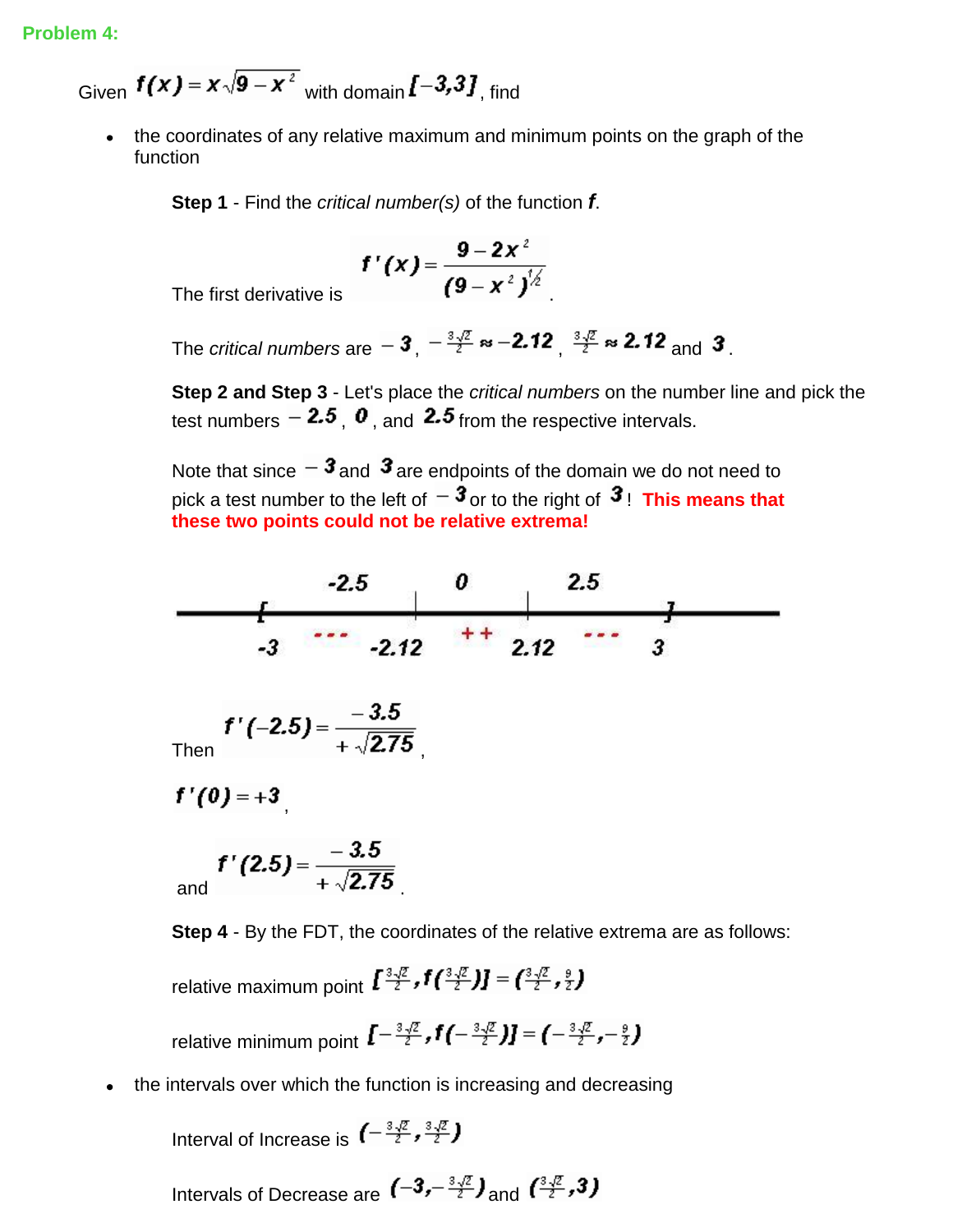**Problem 4:**

Given $f(x) = x\sqrt{9-x^2}$ with domain $[-3,3]$, find

- the coordinates of any relative maximum and minimum points on the graph of the function

  **Step 1** - Find the *critical number(s)* of the function ***f***.

  The first derivative is $f'(x) = \dfrac{9-2x^2}{(9-x^2)^{1/2}}$.

  The *critical numbers* are $-3$, $-\frac{3\sqrt{2}}{2} \approx -2.12$, $\frac{3\sqrt{2}}{2} \approx 2.12$ and $3$.

  **Step 2 and Step 3** - Let's place the *critical numbers* on the number line and pick the test numbers $-2.5$, $0$, and $2.5$ from the respective intervals.

  Note that since $-3$ and $3$ are endpoints of the domain we do not need to pick a test number to the left of $-3$ or to the right of $3$! **This means that these two points could not be relative extrema!**

  Number line: $[-3$ ... $-2.12$ ... $2.12$ ... $3]$ with test numbers $-2.5$, $0$, $2.5$; signs: $- - -$ on $(-3, -2.12)$, $+ +$ on $(-2.12, 2.12)$, $- - -$ on $(2.12, 3)$.

  Then $f'(-2.5) = \dfrac{-3.5}{+\sqrt{2.75}}$,

  $f'(0) = +3$,

  and $f'(2.5) = \dfrac{-3.5}{+\sqrt{2.75}}$.

  **Step 4** - By the FDT, the coordinates of the relative extrema are as follows:

  relative maximum point $\left[\frac{3\sqrt{2}}{2}, f\left(\frac{3\sqrt{2}}{2}\right)\right] = \left(\frac{3\sqrt{2}}{2}, \frac{9}{2}\right)$

  relative minimum point $\left[-\frac{3\sqrt{2}}{2}, f\left(-\frac{3\sqrt{2}}{2}\right)\right] = \left(-\frac{3\sqrt{2}}{2}, -\frac{9}{2}\right)$

- the intervals over which the function is increasing and decreasing

  Interval of Increase is $\left(-\frac{3\sqrt{2}}{2}, \frac{3\sqrt{2}}{2}\right)$

  Intervals of Decrease are $\left(-3, -\frac{3\sqrt{2}}{2}\right)$ and $\left(\frac{3\sqrt{2}}{2}, 3\right)$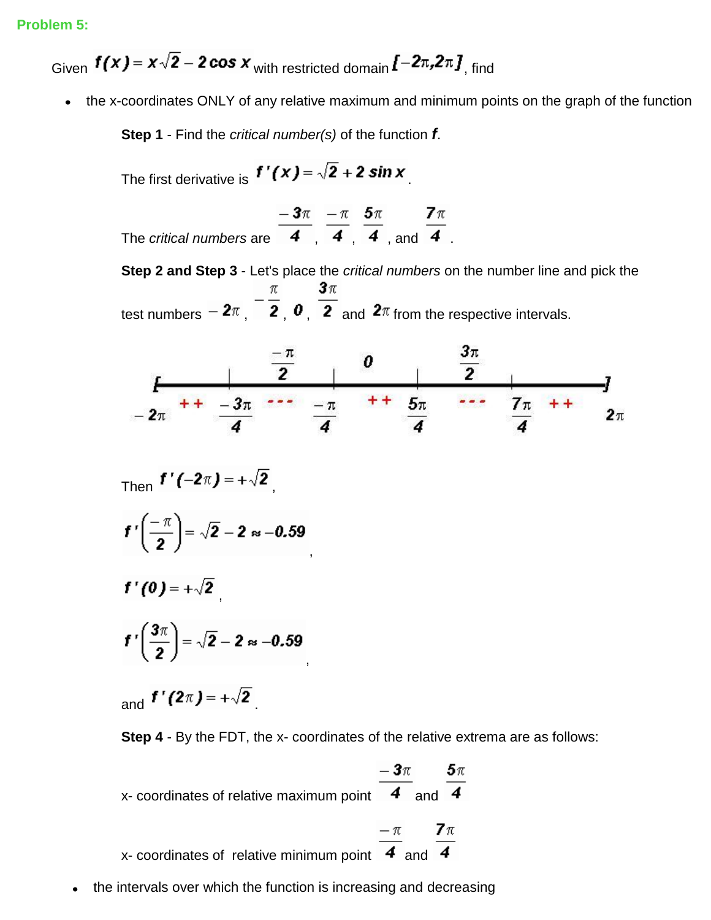**Problem 5:**

Given $f(x) = x\sqrt{2} - 2\cos x$ with restricted domain $[-2\pi, 2\pi]$, find

- the x-coordinates ONLY of any relative maximum and minimum points on the graph of the function

  **Step 1** - Find the *critical number(s)* of the function $f$.

  The first derivative is $f'(x) = \sqrt{2} + 2\sin x$.

  The *critical numbers* are $\frac{-3\pi}{4}$, $\frac{-\pi}{4}$, $\frac{5\pi}{4}$, and $\frac{7\pi}{4}$.

  **Step 2 and Step 3** - Let's place the *critical numbers* on the number line and pick the test numbers $-2\pi$, $-\frac{\pi}{2}$, $0$, $\frac{3\pi}{2}$ and $2\pi$ from the respective intervals.

  $-\frac{\pi}{2}$ &nbsp; $0$ &nbsp; $\frac{3\pi}{2}$

  $-2\pi$ &nbsp; ++ &nbsp; $\frac{-3\pi}{4}$ &nbsp; - - - &nbsp; $\frac{-\pi}{4}$ &nbsp; ++ &nbsp; $\frac{5\pi}{4}$ &nbsp; - - - &nbsp; $\frac{7\pi}{4}$ &nbsp; ++ &nbsp; $2\pi$

  Then $f'(-2\pi) = +\sqrt{2}$,

  $f'\left(\frac{-\pi}{2}\right) = \sqrt{2} - 2 \approx -0.59$,

  $f'(0) = +\sqrt{2}$,

  $f'\left(\frac{3\pi}{2}\right) = \sqrt{2} - 2 \approx -0.59$,

  and $f'(2\pi) = +\sqrt{2}$.

  **Step 4** - By the FDT, the x- coordinates of the relative extrema are as follows:

  x- coordinates of relative maximum point $\frac{-3\pi}{4}$ and $\frac{5\pi}{4}$

  x- coordinates of relative minimum point $\frac{-\pi}{4}$ and $\frac{7\pi}{4}$

- the intervals over which the function is increasing and decreasing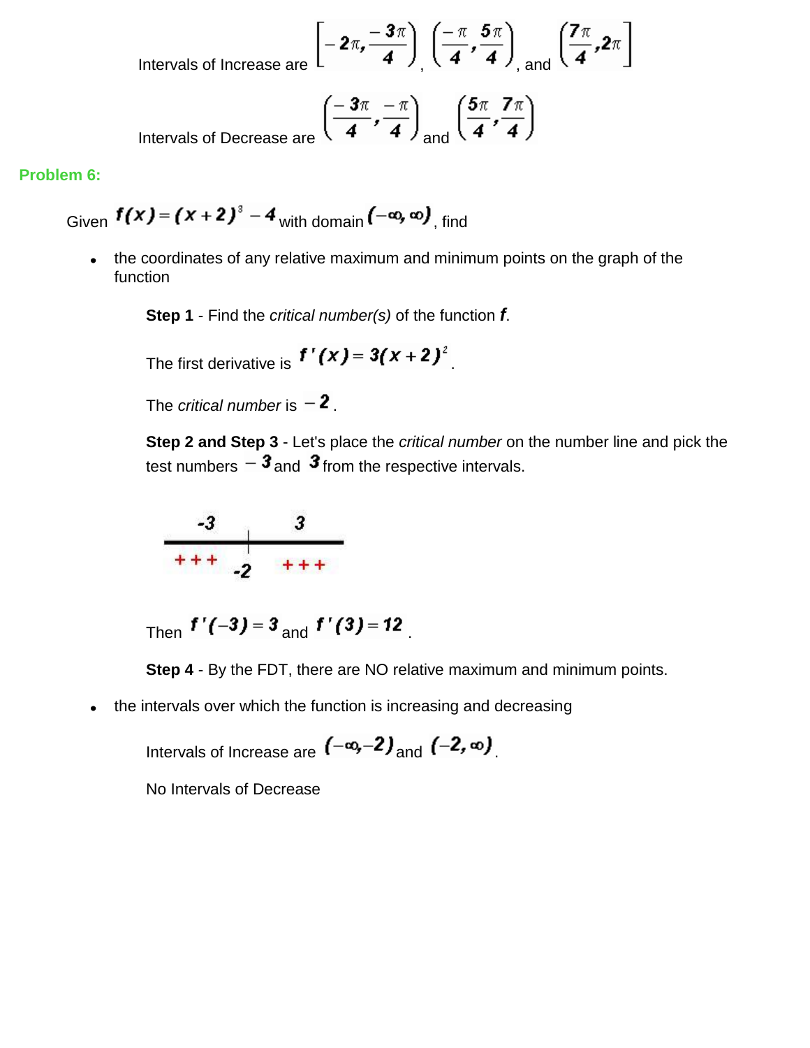Intervals of Increase are $\left[-2\pi, \frac{-3\pi}{4}\right)$, $\left(\frac{-\pi}{4}, \frac{5\pi}{4}\right)$, and $\left(\frac{7\pi}{4}, 2\pi\right]$

Intervals of Decrease are $\left(\frac{-3\pi}{4}, \frac{-\pi}{4}\right)$ and $\left(\frac{5\pi}{4}, \frac{7\pi}{4}\right)$

## Problem 6:

Given $f(x) = (x+2)^3 - 4$ with domain $(-\infty, \infty)$, find

- the coordinates of any relative maximum and minimum points on the graph of the function

  **Step 1** - Find the *critical number(s)* of the function $f$.

  The first derivative is $f'(x) = 3(x+2)^2$.

  The *critical number* is $-2$.

  **Step 2 and Step 3** - Let's place the *critical number* on the number line and pick the test numbers $-3$ and $3$ from the respective intervals.

  -3
  3
  +++
  -2
  +++

  Then $f'(-3) = 3$ and $f'(3) = 12$.

  **Step 4** - By the FDT, there are NO relative maximum and minimum points.

- the intervals over which the function is increasing and decreasing

  Intervals of Increase are $(-\infty, -2)$ and $(-2, \infty)$.

  No Intervals of Decrease